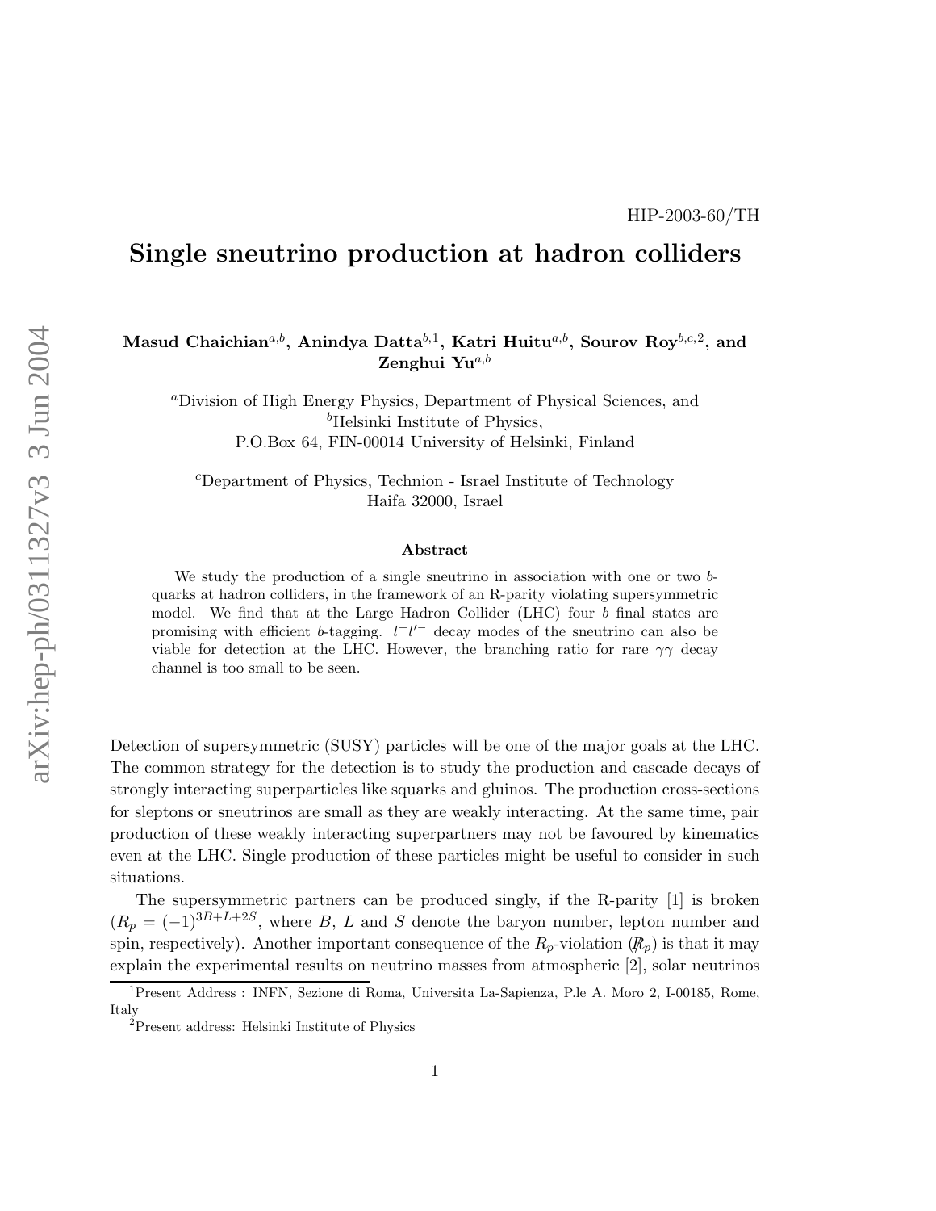HIP-2003-60/TH

# Single sneutrino production at hadron colliders

**Masud Chaichian**[a,b], **Anindya Datta**[b,1], **Katri Huitu**[a,b], **Sourov Roy**[b,c,2], **and Zenghui Yu**[a,b]

[a]Division of High Energy Physics, Department of Physical Sciences, and
[b]Helsinki Institute of Physics,
P.O.Box 64, FIN-00014 University of Helsinki, Finland

[c]Department of Physics, Technion - Israel Institute of Technology
Haifa 32000, Israel

### Abstract

We study the production of a single sneutrino in association with one or two $b$-quarks at hadron colliders, in the framework of an R-parity violating supersymmetric model. We find that at the Large Hadron Collider (LHC) four $b$ final states are promising with efficient $b$-tagging. $l^+l'^-$ decay modes of the sneutrino can also be viable for detection at the LHC. However, the branching ratio for rare $\gamma\gamma$ decay channel is too small to be seen.

Detection of supersymmetric (SUSY) particles will be one of the major goals at the LHC. The common strategy for the detection is to study the production and cascade decays of strongly interacting superparticles like squarks and gluinos. The production cross-sections for sleptons or sneutrinos are small as they are weakly interacting. At the same time, pair production of these weakly interacting superpartners may not be favoured by kinematics even at the LHC. Single production of these particles might be useful to consider in such situations.

The supersymmetric partners can be produced singly, if the R-parity [1] is broken ($R_p = (-1)^{3B+L+2S}$, where $B$, $L$ and $S$ denote the baryon number, lepton number and spin, respectively). Another important consequence of the $R_p$-violation ($\not{R}_p$) is that it may explain the experimental results on neutrino masses from atmospheric [2], solar neutrinos

---

[1]Present Address : INFN, Sezione di Roma, Universita La-Sapienza, P.le A. Moro 2, I-00185, Rome, Italy

[2]Present address: Helsinki Institute of Physics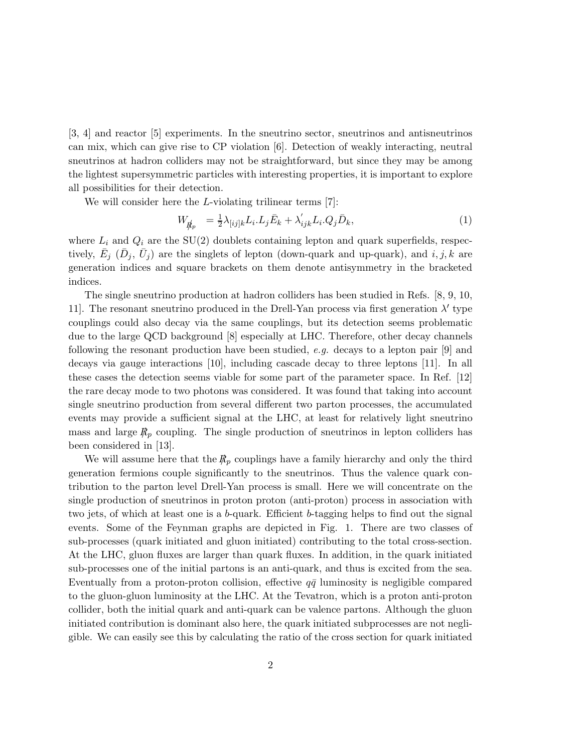[3, 4] and reactor [5] experiments. In the sneutrino sector, sneutrinos and antisneutrinos can mix, which can give rise to CP violation [6]. Detection of weakly interacting, neutral sneutrinos at hadron colliders may not be straightforward, but since they may be among the lightest supersymmetric particles with interesting properties, it is important to explore all possibilities for their detection.

We will consider here the $L$-violating trilinear terms [7]:

$$W_{\not{R}_p} \;= \tfrac{1}{2}\lambda_{[ij]k} L_i.L_j \bar{E}_k + \lambda^{'}_{ijk} L_i.Q_j \bar{D}_k, \tag{1}$$

where $L_i$ and $Q_i$ are the SU(2) doublets containing lepton and quark superfields, respectively, $\bar{E}_j$ ($\bar{D}_j$, $\bar{U}_j$) are the singlets of lepton (down-quark and up-quark), and $i, j, k$ are generation indices and square brackets on them denote antisymmetry in the bracketed indices.

The single sneutrino production at hadron colliders has been studied in Refs. [8, 9, 10, 11]. The resonant sneutrino produced in the Drell-Yan process via first generation $\lambda'$ type couplings could also decay via the same couplings, but its detection seems problematic due to the large QCD background [8] especially at LHC. Therefore, other decay channels following the resonant production have been studied, *e.g.* decays to a lepton pair [9] and decays via gauge interactions [10], including cascade decay to three leptons [11]. In all these cases the detection seems viable for some part of the parameter space. In Ref. [12] the rare decay mode to two photons was considered. It was found that taking into account single sneutrino production from several different two parton processes, the accumulated events may provide a sufficient signal at the LHC, at least for relatively light sneutrino mass and large $\not{R}_p$ coupling. The single production of sneutrinos in lepton colliders has been considered in [13].

We will assume here that the $\not{R}_p$ couplings have a family hierarchy and only the third generation fermions couple significantly to the sneutrinos. Thus the valence quark contribution to the parton level Drell-Yan process is small. Here we will concentrate on the single production of sneutrinos in proton proton (anti-proton) process in association with two jets, of which at least one is a $b$-quark. Efficient $b$-tagging helps to find out the signal events. Some of the Feynman graphs are depicted in Fig. 1. There are two classes of sub-processes (quark initiated and gluon initiated) contributing to the total cross-section. At the LHC, gluon fluxes are larger than quark fluxes. In addition, in the quark initiated sub-processes one of the initial partons is an anti-quark, and thus is excited from the sea. Eventually from a proton-proton collision, effective $q\bar{q}$ luminosity is negligible compared to the gluon-gluon luminosity at the LHC. At the Tevatron, which is a proton anti-proton collider, both the initial quark and anti-quark can be valence partons. Although the gluon initiated contribution is dominant also here, the quark initiated subprocesses are not negligible. We can easily see this by calculating the ratio of the cross section for quark initiated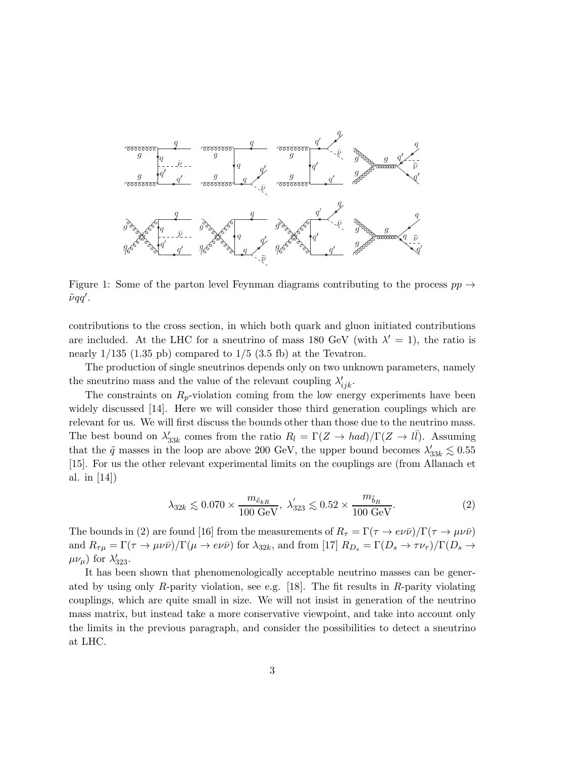Figure 1: Some of the parton level Feynman diagrams contributing to the process $pp \to \tilde{\nu} q q'$.

contributions to the cross section, in which both quark and gluon initiated contributions are included. At the LHC for a sneutrino of mass 180 GeV (with $\lambda' = 1$), the ratio is nearly 1/135 (1.35 pb) compared to 1/5 (3.5 fb) at the Tevatron.

The production of single sneutrinos depends only on two unknown parameters, namely the sneutrino mass and the value of the relevant coupling $\lambda'_{ijk}$.

The constraints on $R_p$-violation coming from the low energy experiments have been widely discussed [14]. Here we will consider those third generation couplings which are relevant for us. We will first discuss the bounds other than those due to the neutrino mass. The best bound on $\lambda'_{33k}$ comes from the ratio $R_l = \Gamma(Z \to had)/\Gamma(Z \to l\bar{l})$. Assuming that the $\tilde{q}$ masses in the loop are above 200 GeV, the upper bound becomes $\lambda'_{33k} \lesssim 0.55$ [15]. For us the other relevant experimental limits on the couplings are (from Allanach et al. in [14])

$$\lambda_{32k} \lesssim 0.070 \times \frac{m_{\tilde{e}_{kR}}}{100\ \text{GeV}},\ \lambda'_{323} \lesssim 0.52 \times \frac{m_{\tilde{b}_R}}{100\ \text{GeV}}. \tag{2}$$

The bounds in (2) are found [16] from the measurements of $R_\tau = \Gamma(\tau \to e\nu\bar{\nu})/\Gamma(\tau \to \mu\nu\bar{\nu})$ and $R_{\tau\mu} = \Gamma(\tau \to \mu\nu\bar{\nu})/\Gamma(\mu \to e\nu\bar{\nu})$ for $\lambda_{32k}$, and from [17] $R_{D_s} = \Gamma(D_s \to \tau\nu_\tau)/\Gamma(D_s \to \mu\nu_\mu)$ for $\lambda'_{323}$.

It has been shown that phenomenologically acceptable neutrino masses can be generated by using only $R$-parity violation, see e.g. [18]. The fit results in $R$-parity violating couplings, which are quite small in size. We will not insist in generation of the neutrino mass matrix, but instead take a more conservative viewpoint, and take into account only the limits in the previous paragraph, and consider the possibilities to detect a sneutrino at LHC.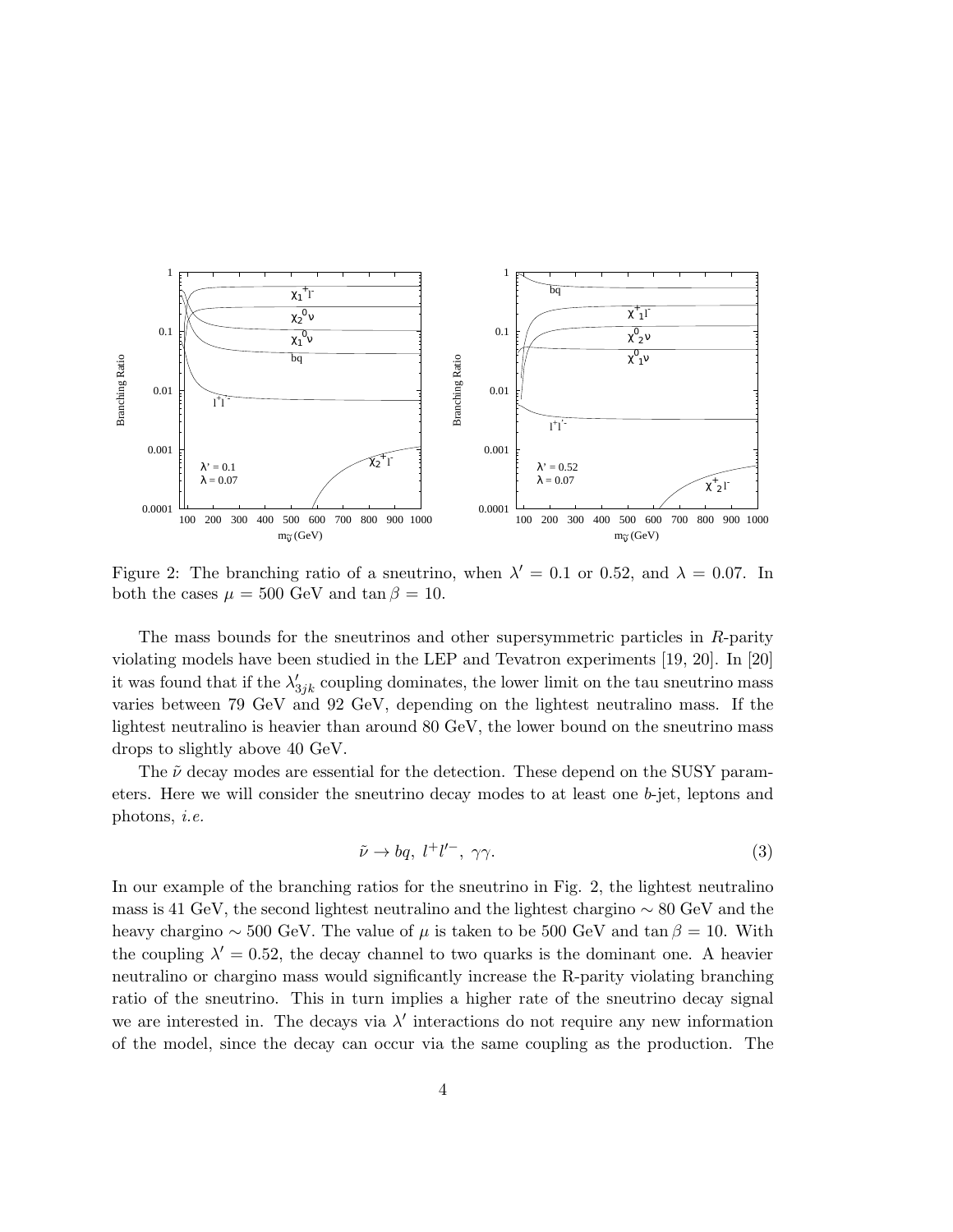Figure 2: The branching ratio of a sneutrino, when $\lambda' = 0.1$ or $0.52$, and $\lambda = 0.07$. In both the cases $\mu = 500$ GeV and $\tan\beta = 10$.

The mass bounds for the sneutrinos and other supersymmetric particles in $R$-parity violating models have been studied in the LEP and Tevatron experiments [19, 20]. In [20] it was found that if the $\lambda'_{3jk}$ coupling dominates, the lower limit on the tau sneutrino mass varies between 79 GeV and 92 GeV, depending on the lightest neutralino mass. If the lightest neutralino is heavier than around 80 GeV, the lower bound on the sneutrino mass drops to slightly above 40 GeV.

The $\tilde{\nu}$ decay modes are essential for the detection. These depend on the SUSY parameters. Here we will consider the sneutrino decay modes to at least one $b$-jet, leptons and photons, *i.e.*

$$\tilde{\nu} \to bq,\ l^+l'^-,\ \gamma\gamma. \tag{3}$$

In our example of the branching ratios for the sneutrino in Fig. 2, the lightest neutralino mass is 41 GeV, the second lightest neutralino and the lightest chargino $\sim 80$ GeV and the heavy chargino $\sim 500$ GeV. The value of $\mu$ is taken to be 500 GeV and $\tan\beta = 10$. With the coupling $\lambda' = 0.52$, the decay channel to two quarks is the dominant one. A heavier neutralino or chargino mass would significantly increase the R-parity violating branching ratio of the sneutrino. This in turn implies a higher rate of the sneutrino decay signal we are interested in. The decays via $\lambda'$ interactions do not require any new information of the model, since the decay can occur via the same coupling as the production. The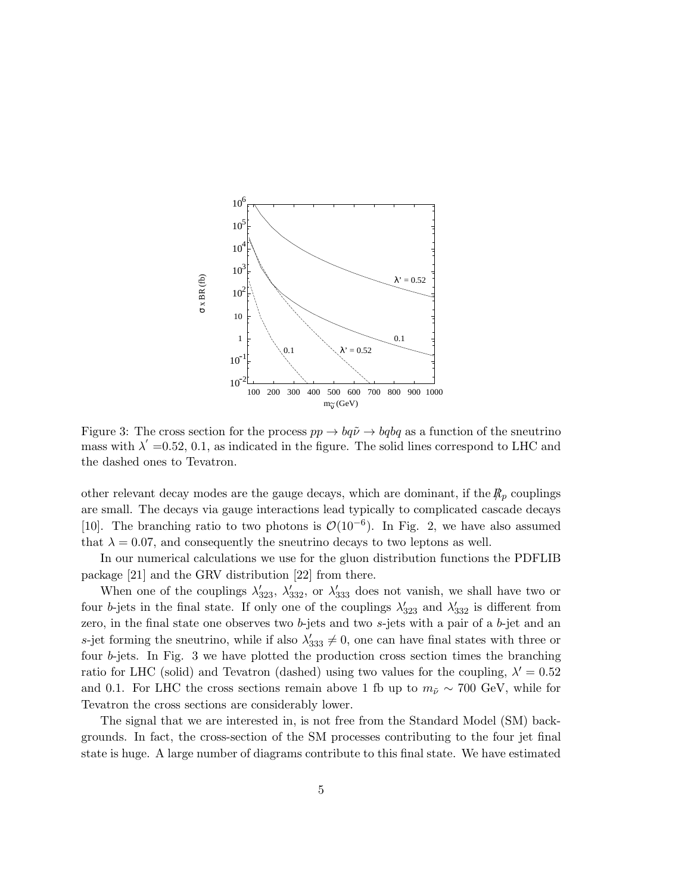Figure 3: The cross section for the process $pp \to bq\tilde{\nu} \to bqbq$ as a function of the sneutrino mass with $\lambda' = 0.52$, 0.1, as indicated in the figure. The solid lines correspond to LHC and the dashed ones to Tevatron.

other relevant decay modes are the gauge decays, which are dominant, if the $R\!\!\!/_p$ couplings are small. The decays via gauge interactions lead typically to complicated cascade decays [10]. The branching ratio to two photons is $\mathcal{O}(10^{-6})$. In Fig. 2, we have also assumed that $\lambda = 0.07$, and consequently the sneutrino decays to two leptons as well.

In our numerical calculations we use for the gluon distribution functions the PDFLIB package [21] and the GRV distribution [22] from there.

When one of the couplings $\lambda'_{323}$, $\lambda'_{332}$, or $\lambda'_{333}$ does not vanish, we shall have two or four $b$-jets in the final state. If only one of the couplings $\lambda'_{323}$ and $\lambda'_{332}$ is different from zero, in the final state one observes two $b$-jets and two $s$-jets with a pair of a $b$-jet and an $s$-jet forming the sneutrino, while if also $\lambda'_{333} \neq 0$, one can have final states with three or four $b$-jets. In Fig. 3 we have plotted the production cross section times the branching ratio for LHC (solid) and Tevatron (dashed) using two values for the coupling, $\lambda' = 0.52$ and 0.1. For LHC the cross sections remain above 1 fb up to $m_{\tilde{\nu}} \sim 700$ GeV, while for Tevatron the cross sections are considerably lower.

The signal that we are interested in, is not free from the Standard Model (SM) backgrounds. In fact, the cross-section of the SM processes contributing to the four jet final state is huge. A large number of diagrams contribute to this final state. We have estimated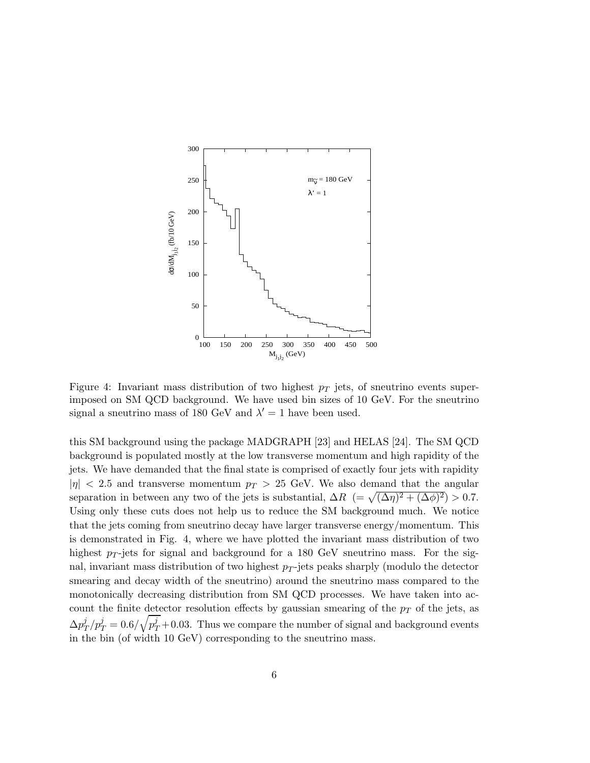Figure 4: Invariant mass distribution of two highest $p_T$ jets, of sneutrino events superimposed on SM QCD background. We have used bin sizes of 10 GeV. For the sneutrino signal a sneutrino mass of 180 GeV and $\lambda' = 1$ have been used.

this SM background using the package MADGRAPH [23] and HELAS [24]. The SM QCD background is populated mostly at the low transverse momentum and high rapidity of the jets. We have demanded that the final state is comprised of exactly four jets with rapidity $|\eta| < 2.5$ and transverse momentum $p_T > 25$ GeV. We also demand that the angular separation in between any two of the jets is substantial, $\Delta R \ (= \sqrt{(\Delta\eta)^2 + (\Delta\phi)^2}) > 0.7$. Using only these cuts does not help us to reduce the SM background much. We notice that the jets coming from sneutrino decay have larger transverse energy/momentum. This is demonstrated in Fig. 4, where we have plotted the invariant mass distribution of two highest $p_T$-jets for signal and background for a 180 GeV sneutrino mass. For the signal, invariant mass distribution of two highest $p_T$-jets peaks sharply (modulo the detector smearing and decay width of the sneutrino) around the sneutrino mass compared to the monotonically decreasing distribution from SM QCD processes. We have taken into account the finite detector resolution effects by gaussian smearing of the $p_T$ of the jets, as $\Delta p_T^j / p_T^j = 0.6/\sqrt{p_T^j} + 0.03$. Thus we compare the number of signal and background events in the bin (of width 10 GeV) corresponding to the sneutrino mass.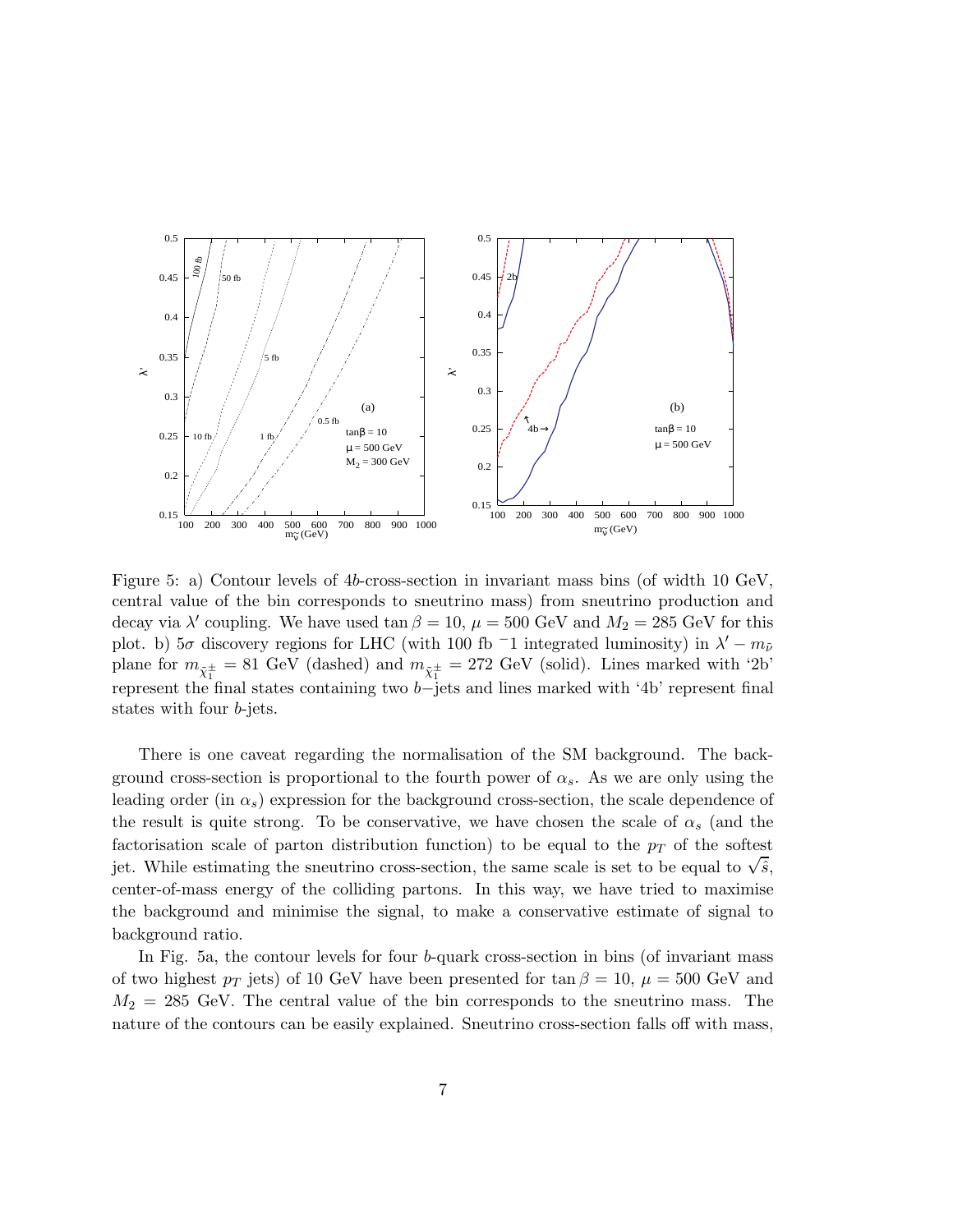Figure 5: a) Contour levels of 4$b$-cross-section in invariant mass bins (of width 10 GeV, central value of the bin corresponds to sneutrino mass) from sneutrino production and decay via $\lambda'$ coupling. We have used $\tan\beta = 10$, $\mu = 500$ GeV and $M_2 = 285$ GeV for this plot. b) 5$\sigma$ discovery regions for LHC (with 100 fb $^{-1}$1 integrated luminosity) in $\lambda' - m_{\tilde{\nu}}$ plane for $m_{\tilde{\chi}_1^\pm} = 81$ GeV (dashed) and $m_{\tilde{\chi}_1^\pm} = 272$ GeV (solid). Lines marked with '2b' represent the final states containing two $b-$jets and lines marked with '4b' represent final states with four $b$-jets.

There is one caveat regarding the normalisation of the SM background. The background cross-section is proportional to the fourth power of $\alpha_s$. As we are only using the leading order (in $\alpha_s$) expression for the background cross-section, the scale dependence of the result is quite strong. To be conservative, we have chosen the scale of $\alpha_s$ (and the factorisation scale of parton distribution function) to be equal to the $p_T$ of the softest jet. While estimating the sneutrino cross-section, the same scale is set to be equal to $\sqrt{\hat{s}}$, center-of-mass energy of the colliding partons. In this way, we have tried to maximise the background and minimise the signal, to make a conservative estimate of signal to background ratio.

In Fig. 5a, the contour levels for four $b$-quark cross-section in bins (of invariant mass of two highest $p_T$ jets) of 10 GeV have been presented for $\tan\beta = 10$, $\mu = 500$ GeV and $M_2 = 285$ GeV. The central value of the bin corresponds to the sneutrino mass. The nature of the contours can be easily explained. Sneutrino cross-section falls off with mass,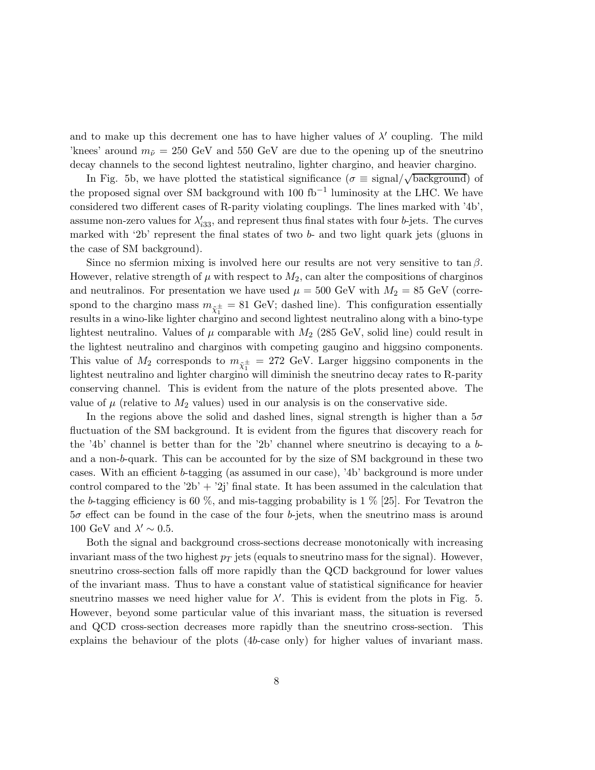and to make up this decrement one has to have higher values of $\lambda'$ coupling. The mild 'knees' around $m_{\tilde{\nu}} = 250$ GeV and 550 GeV are due to the opening up of the sneutrino decay channels to the second lightest neutralino, lighter chargino, and heavier chargino.

In Fig. 5b, we have plotted the statistical significance ($\sigma \equiv \text{signal}/\sqrt{\text{background}}$) of the proposed signal over SM background with 100 fb$^{-1}$ luminosity at the LHC. We have considered two different cases of R-parity violating couplings. The lines marked with '4b', assume non-zero values for $\lambda'_{i33}$, and represent thus final states with four $b$-jets. The curves marked with '2b' represent the final states of two $b$- and two light quark jets (gluons in the case of SM background).

Since no sfermion mixing is involved here our results are not very sensitive to $\tan\beta$. However, relative strength of $\mu$ with respect to $M_2$, can alter the compositions of charginos and neutralinos. For presentation we have used $\mu = 500$ GeV with $M_2 = 85$ GeV (correspond to the chargino mass $m_{\tilde{\chi}_1^\pm} = 81$ GeV; dashed line). This configuration essentially results in a wino-like lighter chargino and second lightest neutralino along with a bino-type lightest neutralino. Values of $\mu$ comparable with $M_2$ (285 GeV, solid line) could result in the lightest neutralino and charginos with competing gaugino and higgsino components. This value of $M_2$ corresponds to $m_{\tilde{\chi}_1^\pm} = 272$ GeV. Larger higgsino components in the lightest neutralino and lighter chargino will diminish the sneutrino decay rates to R-parity conserving channel. This is evident from the nature of the plots presented above. The value of $\mu$ (relative to $M_2$ values) used in our analysis is on the conservative side.

In the regions above the solid and dashed lines, signal strength is higher than a $5\sigma$ fluctuation of the SM background. It is evident from the figures that discovery reach for the '4b' channel is better than for the '2b' channel where sneutrino is decaying to a $b$- and a non-$b$-quark. This can be accounted for by the size of SM background in these two cases. With an efficient $b$-tagging (as assumed in our case), '4b' background is more under control compared to the '2b' + '2j' final state. It has been assumed in the calculation that the $b$-tagging efficiency is 60 %, and mis-tagging probability is 1 % [25]. For Tevatron the $5\sigma$ effect can be found in the case of the four $b$-jets, when the sneutrino mass is around 100 GeV and $\lambda' \sim 0.5$.

Both the signal and background cross-sections decrease monotonically with increasing invariant mass of the two highest $p_T$ jets (equals to sneutrino mass for the signal). However, sneutrino cross-section falls off more rapidly than the QCD background for lower values of the invariant mass. Thus to have a constant value of statistical significance for heavier sneutrino masses we need higher value for $\lambda'$. This is evident from the plots in Fig. 5. However, beyond some particular value of this invariant mass, the situation is reversed and QCD cross-section decreases more rapidly than the sneutrino cross-section. This explains the behaviour of the plots (4$b$-case only) for higher values of invariant mass.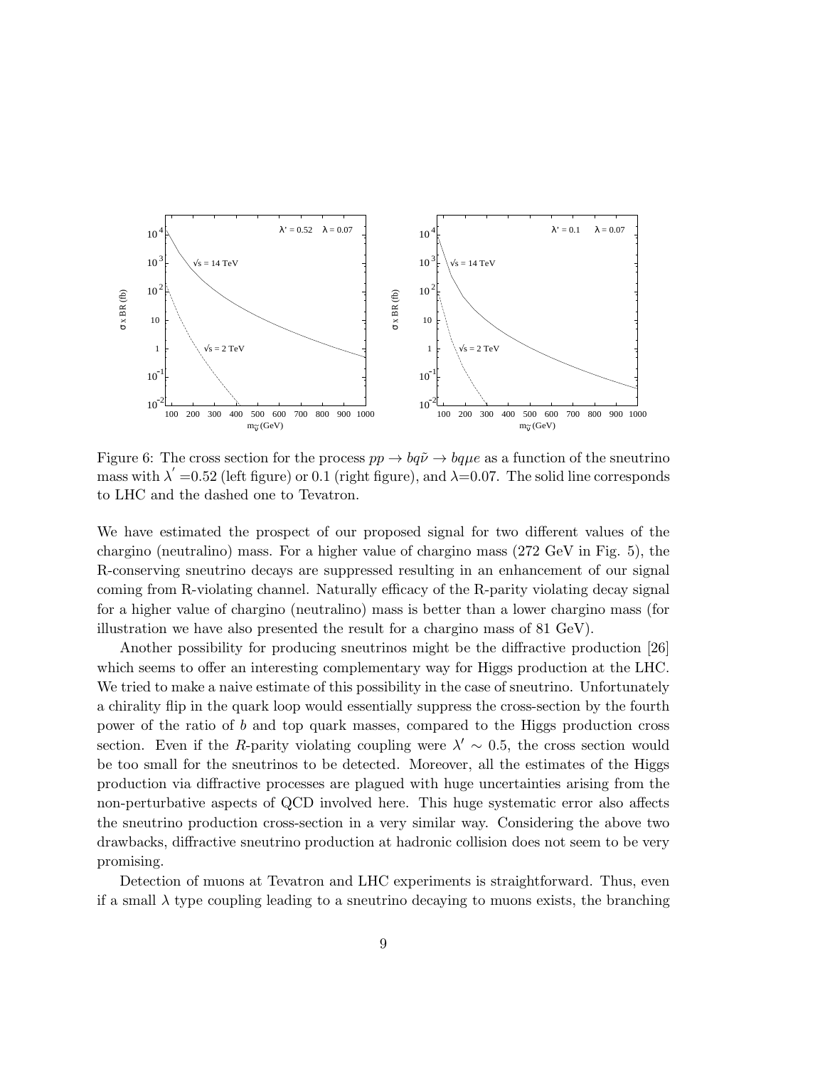Figure 6: The cross section for the process $pp \to bq\tilde{\nu} \to bq\mu e$ as a function of the sneutrino mass with $\lambda' = 0.52$ (left figure) or 0.1 (right figure), and $\lambda = 0.07$. The solid line corresponds to LHC and the dashed one to Tevatron.

We have estimated the prospect of our proposed signal for two different values of the chargino (neutralino) mass. For a higher value of chargino mass (272 GeV in Fig. 5), the R-conserving sneutrino decays are suppressed resulting in an enhancement of our signal coming from R-violating channel. Naturally efficacy of the R-parity violating decay signal for a higher value of chargino (neutralino) mass is better than a lower chargino mass (for illustration we have also presented the result for a chargino mass of 81 GeV).

Another possibility for producing sneutrinos might be the diffractive production [26] which seems to offer an interesting complementary way for Higgs production at the LHC. We tried to make a naive estimate of this possibility in the case of sneutrino. Unfortunately a chirality flip in the quark loop would essentially suppress the cross-section by the fourth power of the ratio of $b$ and top quark masses, compared to the Higgs production cross section. Even if the $R$-parity violating coupling were $\lambda' \sim 0.5$, the cross section would be too small for the sneutrinos to be detected. Moreover, all the estimates of the Higgs production via diffractive processes are plagued with huge uncertainties arising from the non-perturbative aspects of QCD involved here. This huge systematic error also affects the sneutrino production cross-section in a very similar way. Considering the above two drawbacks, diffractive sneutrino production at hadronic collision does not seem to be very promising.

Detection of muons at Tevatron and LHC experiments is straightforward. Thus, even if a small $\lambda$ type coupling leading to a sneutrino decaying to muons exists, the branching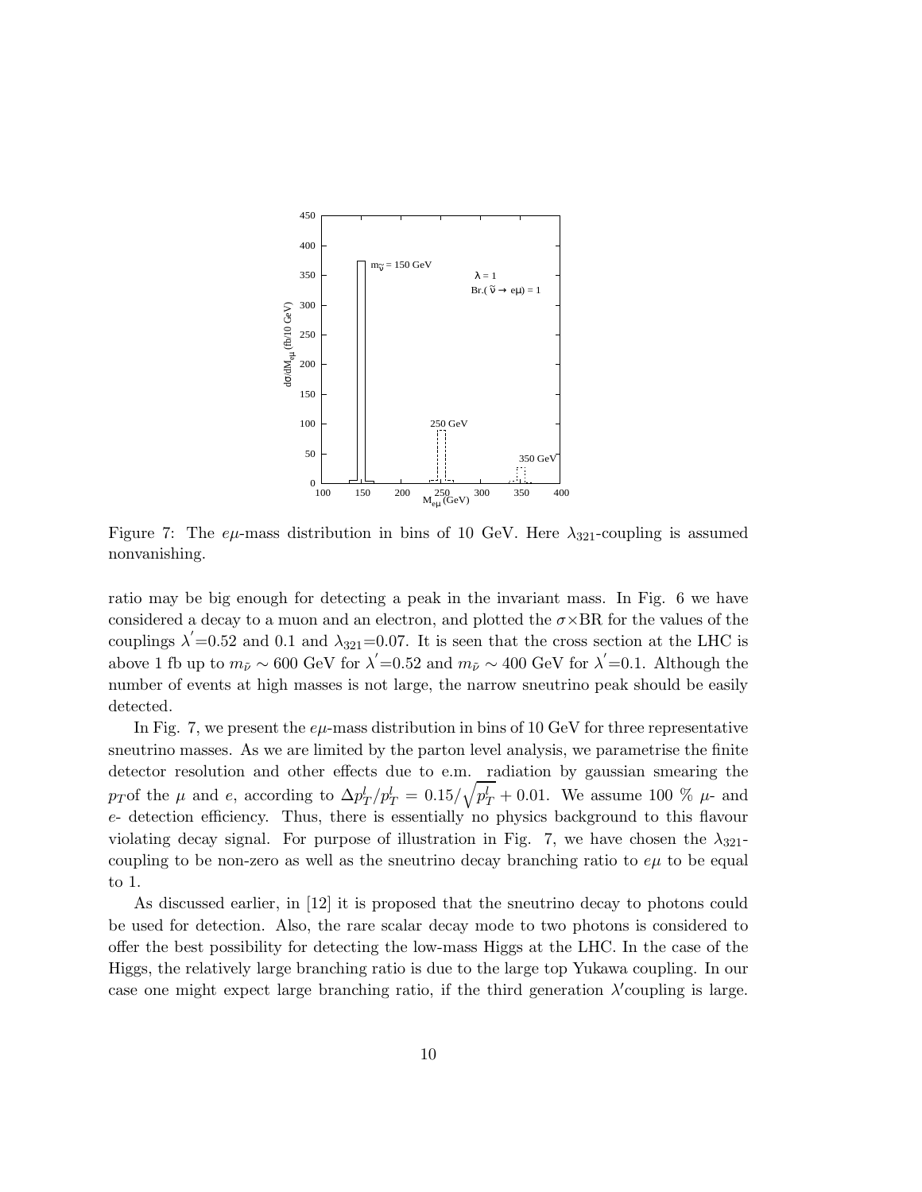Figure 7: The $e\mu$-mass distribution in bins of 10 GeV. Here $\lambda_{321}$-coupling is assumed nonvanishing.

ratio may be big enough for detecting a peak in the invariant mass. In Fig. 6 we have considered a decay to a muon and an electron, and plotted the $\sigma\times$BR for the values of the couplings $\lambda^{'}$=0.52 and 0.1 and $\lambda_{321}$=0.07. It is seen that the cross section at the LHC is above 1 fb up to $m_{\tilde{\nu}} \sim 600$ GeV for $\lambda^{'}$=0.52 and $m_{\tilde{\nu}} \sim 400$ GeV for $\lambda^{'}$=0.1. Although the number of events at high masses is not large, the narrow sneutrino peak should be easily detected.

In Fig. 7, we present the $e\mu$-mass distribution in bins of 10 GeV for three representative sneutrino masses. As we are limited by the parton level analysis, we parametrise the finite detector resolution and other effects due to e.m. radiation by gaussian smearing the $p_T$of the $\mu$ and $e$, according to $\Delta p_T^l/p_T^l = 0.15/\sqrt{p_T^l} + 0.01$. We assume 100 % $\mu$- and $e$- detection efficiency. Thus, there is essentially no physics background to this flavour violating decay signal. For purpose of illustration in Fig. 7, we have chosen the $\lambda_{321}$-coupling to be non-zero as well as the sneutrino decay branching ratio to $e\mu$ to be equal to 1.

As discussed earlier, in [12] it is proposed that the sneutrino decay to photons could be used for detection. Also, the rare scalar decay mode to two photons is considered to offer the best possibility for detecting the low-mass Higgs at the LHC. In the case of the Higgs, the relatively large branching ratio is due to the large top Yukawa coupling. In our case one might expect large branching ratio, if the third generation $\lambda'$coupling is large.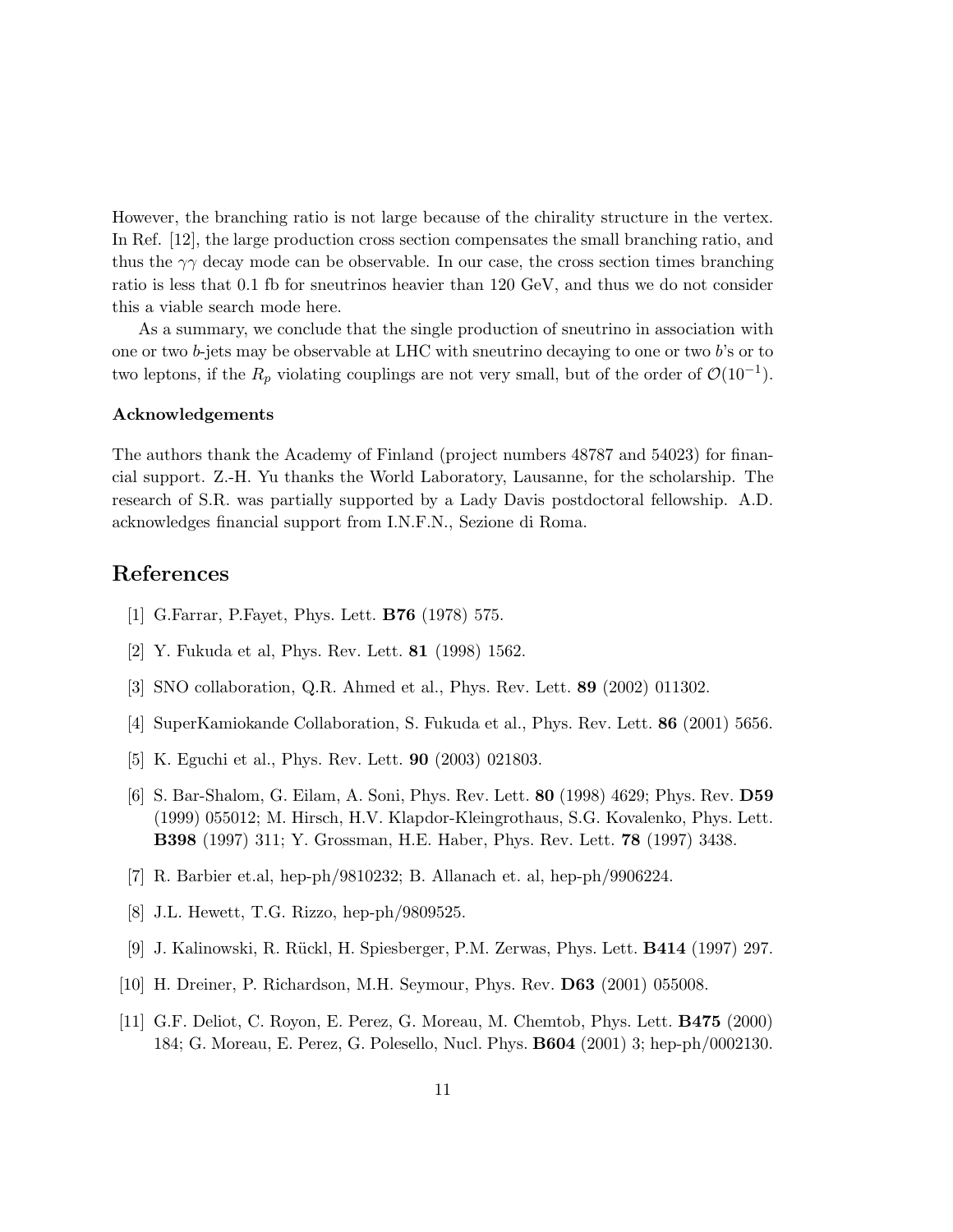However, the branching ratio is not large because of the chirality structure in the vertex. In Ref. [12], the large production cross section compensates the small branching ratio, and thus the $\gamma\gamma$ decay mode can be observable. In our case, the cross section times branching ratio is less that 0.1 fb for sneutrinos heavier than 120 GeV, and thus we do not consider this a viable search mode here.

As a summary, we conclude that the single production of sneutrino in association with one or two $b$-jets may be observable at LHC with sneutrino decaying to one or two $b$'s or to two leptons, if the $R_p$ violating couplings are not very small, but of the order of $\mathcal{O}(10^{-1})$.

**Acknowledgements**

The authors thank the Academy of Finland (project numbers 48787 and 54023) for financial support. Z.-H. Yu thanks the World Laboratory, Lausanne, for the scholarship. The research of S.R. was partially supported by a Lady Davis postdoctoral fellowship. A.D. acknowledges financial support from I.N.F.N., Sezione di Roma.

# References

[1] G.Farrar, P.Fayet, Phys. Lett. **B76** (1978) 575.

[2] Y. Fukuda et al, Phys. Rev. Lett. **81** (1998) 1562.

[3] SNO collaboration, Q.R. Ahmed et al., Phys. Rev. Lett. **89** (2002) 011302.

[4] SuperKamiokande Collaboration, S. Fukuda et al., Phys. Rev. Lett. **86** (2001) 5656.

[5] K. Eguchi et al., Phys. Rev. Lett. **90** (2003) 021803.

[6] S. Bar-Shalom, G. Eilam, A. Soni, Phys. Rev. Lett. **80** (1998) 4629; Phys. Rev. **D59** (1999) 055012; M. Hirsch, H.V. Klapdor-Kleingrothaus, S.G. Kovalenko, Phys. Lett. **B398** (1997) 311; Y. Grossman, H.E. Haber, Phys. Rev. Lett. **78** (1997) 3438.

[7] R. Barbier et.al, hep-ph/9810232; B. Allanach et. al, hep-ph/9906224.

[8] J.L. Hewett, T.G. Rizzo, hep-ph/9809525.

[9] J. Kalinowski, R. Rückl, H. Spiesberger, P.M. Zerwas, Phys. Lett. **B414** (1997) 297.

[10] H. Dreiner, P. Richardson, M.H. Seymour, Phys. Rev. **D63** (2001) 055008.

[11] G.F. Deliot, C. Royon, E. Perez, G. Moreau, M. Chemtob, Phys. Lett. **B475** (2000) 184; G. Moreau, E. Perez, G. Polesello, Nucl. Phys. **B604** (2001) 3; hep-ph/0002130.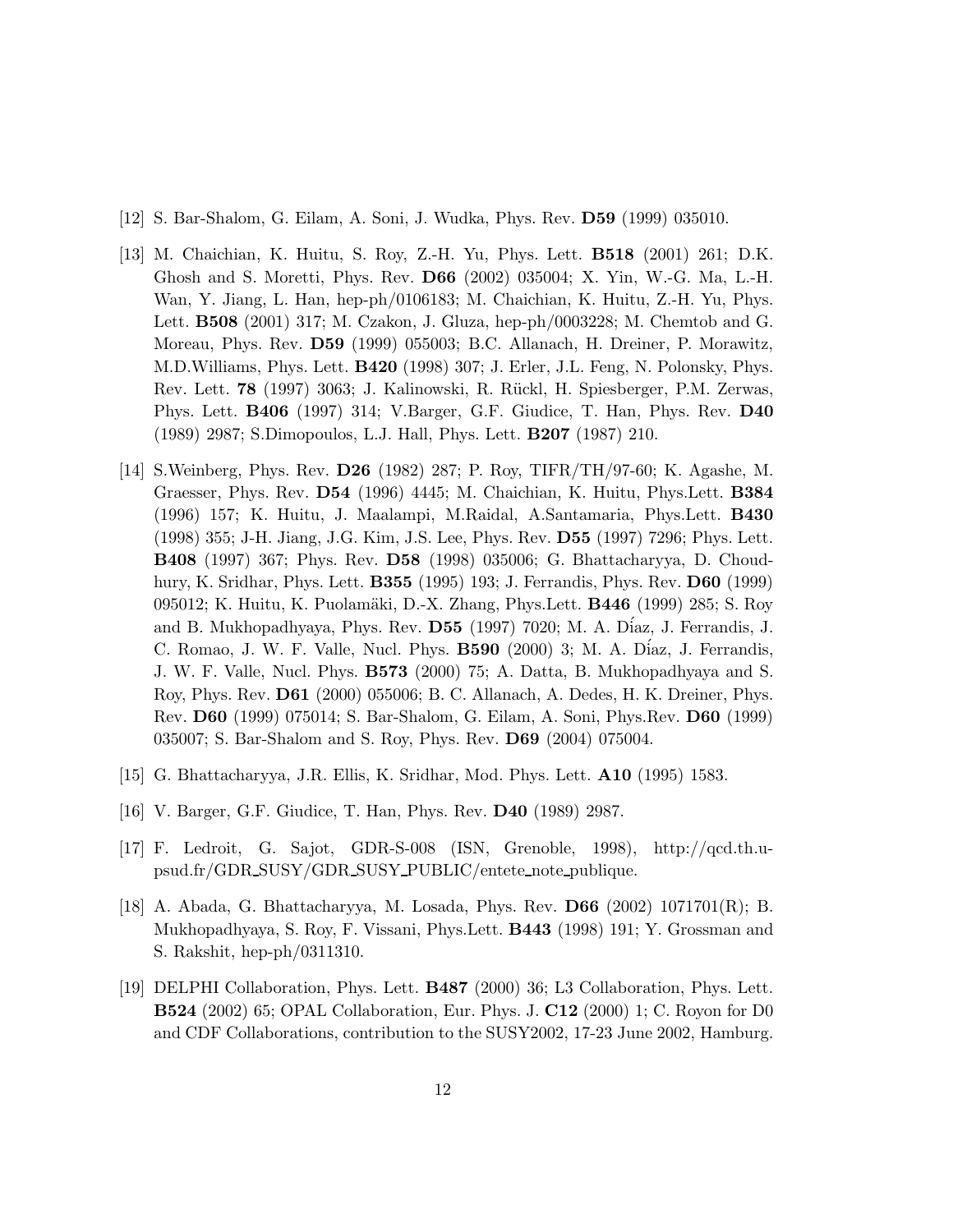[12] S. Bar-Shalom, G. Eilam, A. Soni, J. Wudka, Phys. Rev. **D59** (1999) 035010.

[13] M. Chaichian, K. Huitu, S. Roy, Z.-H. Yu, Phys. Lett. **B518** (2001) 261; D.K. Ghosh and S. Moretti, Phys. Rev. **D66** (2002) 035004; X. Yin, W.-G. Ma, L.-H. Wan, Y. Jiang, L. Han, hep-ph/0106183; M. Chaichian, K. Huitu, Z.-H. Yu, Phys. Lett. **B508** (2001) 317; M. Czakon, J. Gluza, hep-ph/0003228; M. Chemtob and G. Moreau, Phys. Rev. **D59** (1999) 055003; B.C. Allanach, H. Dreiner, P. Morawitz, M.D.Williams, Phys. Lett. **B420** (1998) 307; J. Erler, J.L. Feng, N. Polonsky, Phys. Rev. Lett. **78** (1997) 3063; J. Kalinowski, R. Rückl, H. Spiesberger, P.M. Zerwas, Phys. Lett. **B406** (1997) 314; V.Barger, G.F. Giudice, T. Han, Phys. Rev. **D40** (1989) 2987; S.Dimopoulos, L.J. Hall, Phys. Lett. **B207** (1987) 210.

[14] S.Weinberg, Phys. Rev. **D26** (1982) 287; P. Roy, TIFR/TH/97-60; K. Agashe, M. Graesser, Phys. Rev. **D54** (1996) 4445; M. Chaichian, K. Huitu, Phys.Lett. **B384** (1996) 157; K. Huitu, J. Maalampi, M.Raidal, A.Santamaria, Phys.Lett. **B430** (1998) 355; J-H. Jiang, J.G. Kim, J.S. Lee, Phys. Rev. **D55** (1997) 7296; Phys. Lett. **B408** (1997) 367; Phys. Rev. **D58** (1998) 035006; G. Bhattacharyya, D. Choudhury, K. Sridhar, Phys. Lett. **B355** (1995) 193; J. Ferrandis, Phys. Rev. **D60** (1999) 095012; K. Huitu, K. Puolamäki, D.-X. Zhang, Phys.Lett. **B446** (1999) 285; S. Roy and B. Mukhopadhyaya, Phys. Rev. **D55** (1997) 7020; M. A. Díaz, J. Ferrandis, J. C. Romao, J. W. F. Valle, Nucl. Phys. **B590** (2000) 3; M. A. Díaz, J. Ferrandis, J. W. F. Valle, Nucl. Phys. **B573** (2000) 75; A. Datta, B. Mukhopadhyaya and S. Roy, Phys. Rev. **D61** (2000) 055006; B. C. Allanach, A. Dedes, H. K. Dreiner, Phys. Rev. **D60** (1999) 075014; S. Bar-Shalom, G. Eilam, A. Soni, Phys.Rev. **D60** (1999) 035007; S. Bar-Shalom and S. Roy, Phys. Rev. **D69** (2004) 075004.

[15] G. Bhattacharyya, J.R. Ellis, K. Sridhar, Mod. Phys. Lett. **A10** (1995) 1583.

[16] V. Barger, G.F. Giudice, T. Han, Phys. Rev. **D40** (1989) 2987.

[17] F. Ledroit, G. Sajot, GDR-S-008 (ISN, Grenoble, 1998), http://qcd.th.u-psud.fr/GDR_SUSY/GDR_SUSY_PUBLIC/entete_note_publique.

[18] A. Abada, G. Bhattacharyya, M. Losada, Phys. Rev. **D66** (2002) 1071701(R); B. Mukhopadhyaya, S. Roy, F. Vissani, Phys.Lett. **B443** (1998) 191; Y. Grossman and S. Rakshit, hep-ph/0311310.

[19] DELPHI Collaboration, Phys. Lett. **B487** (2000) 36; L3 Collaboration, Phys. Lett. **B524** (2002) 65; OPAL Collaboration, Eur. Phys. J. **C12** (2000) 1; C. Royon for D0 and CDF Collaborations, contribution to the SUSY2002, 17-23 June 2002, Hamburg.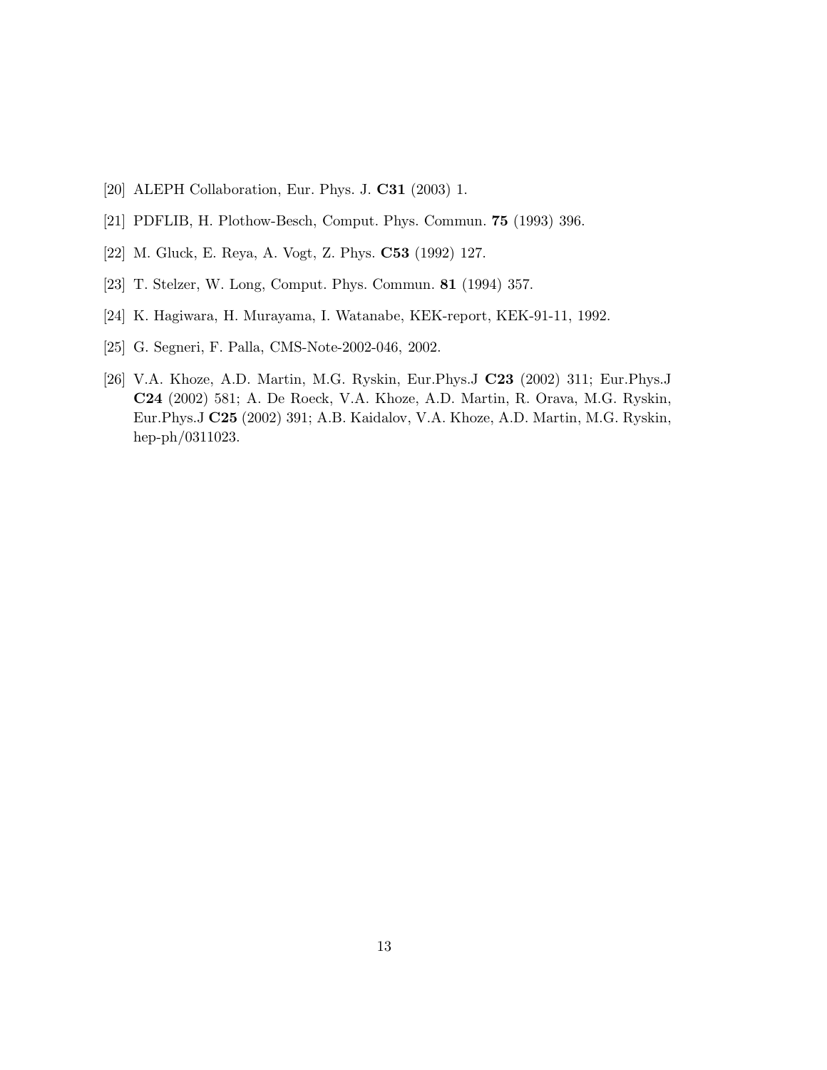[20] ALEPH Collaboration, Eur. Phys. J. **C31** (2003) 1.

[21] PDFLIB, H. Plothow-Besch, Comput. Phys. Commun. **75** (1993) 396.

[22] M. Gluck, E. Reya, A. Vogt, Z. Phys. **C53** (1992) 127.

[23] T. Stelzer, W. Long, Comput. Phys. Commun. **81** (1994) 357.

[24] K. Hagiwara, H. Murayama, I. Watanabe, KEK-report, KEK-91-11, 1992.

[25] G. Segneri, F. Palla, CMS-Note-2002-046, 2002.

[26] V.A. Khoze, A.D. Martin, M.G. Ryskin, Eur.Phys.J **C23** (2002) 311; Eur.Phys.J **C24** (2002) 581; A. De Roeck, V.A. Khoze, A.D. Martin, R. Orava, M.G. Ryskin, Eur.Phys.J **C25** (2002) 391; A.B. Kaidalov, V.A. Khoze, A.D. Martin, M.G. Ryskin, hep-ph/0311023.